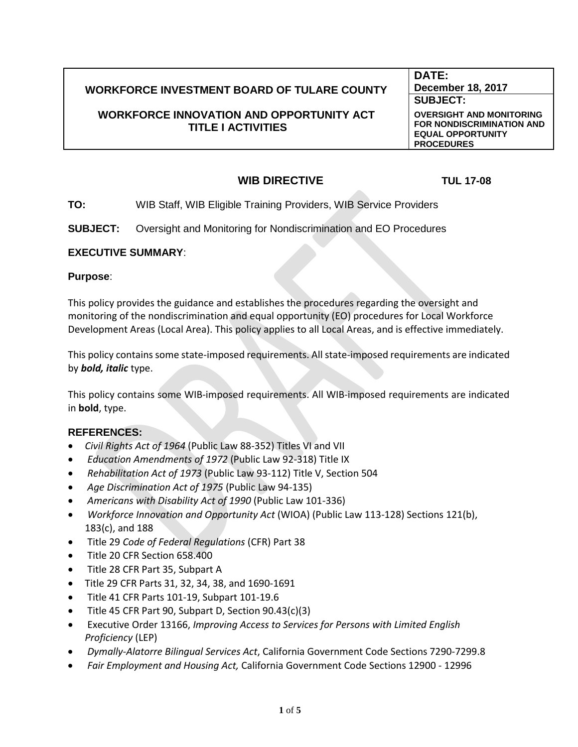| WORKFORCE INVESTMENT BOARD OF TULARE COUNTY<br><br>WORKFORCE INNOVATION AND OPPORTUNITY ACT TITLE I ACTIVITIES | **DATE:**<br>**December 18, 2017** |
|---|---|
| | **SUBJECT:**<br>**OVERSIGHT AND MONITORING FOR NONDISCRIMINATION AND EQUAL OPPORTUNITY PROCEDURES** |

## WIB DIRECTIVE TUL 17-08

**TO:** WIB Staff, WIB Eligible Training Providers, WIB Service Providers

**SUBJECT:** Oversight and Monitoring for Nondiscrimination and EO Procedures

### EXECUTIVE SUMMARY:

**Purpose**:

This policy provides the guidance and establishes the procedures regarding the oversight and monitoring of the nondiscrimination and equal opportunity (EO) procedures for Local Workforce Development Areas (Local Area). This policy applies to all Local Areas, and is effective immediately.

This policy contains some state-imposed requirements. All state-imposed requirements are indicated by ***bold, italic*** type.

This policy contains some WIB-imposed requirements. All WIB-imposed requirements are indicated in **bold**, type.

### REFERENCES:

- *Civil Rights Act of 1964* (Public Law 88-352) Titles VI and VII
- *Education Amendments of 1972* (Public Law 92-318) Title IX
- *Rehabilitation Act of 1973* (Public Law 93-112) Title V, Section 504
- *Age Discrimination Act of 1975* (Public Law 94-135)
- *Americans with Disability Act of 1990* (Public Law 101-336)
- *Workforce Innovation and Opportunity Act* (WIOA) (Public Law 113-128) Sections 121(b), 183(c), and 188
- Title 29 *Code of Federal Regulations* (CFR) Part 38
- Title 20 CFR Section 658.400
- Title 28 CFR Part 35, Subpart A
- Title 29 CFR Parts 31, 32, 34, 38, and 1690-1691
- Title 41 CFR Parts 101-19, Subpart 101-19.6
- Title 45 CFR Part 90, Subpart D, Section 90.43(c)(3)
- Executive Order 13166, *Improving Access to Services for Persons with Limited English Proficiency* (LEP)
- *Dymally-Alatorre Bilingual Services Act*, California Government Code Sections 7290-7299.8
- *Fair Employment and Housing Act,* California Government Code Sections 12900 - 12996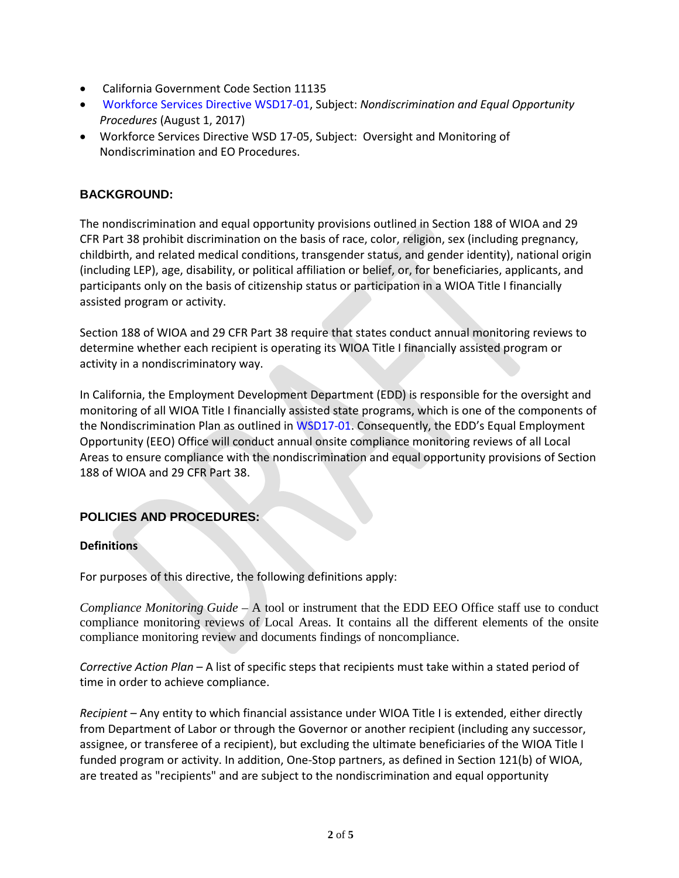- California Government Code Section 11135
- Workforce Services Directive WSD17-01, Subject: *Nondiscrimination and Equal Opportunity Procedures* (August 1, 2017)
- Workforce Services Directive WSD 17-05, Subject: Oversight and Monitoring of Nondiscrimination and EO Procedures.

## BACKGROUND:

The nondiscrimination and equal opportunity provisions outlined in Section 188 of WIOA and 29 CFR Part 38 prohibit discrimination on the basis of race, color, religion, sex (including pregnancy, childbirth, and related medical conditions, transgender status, and gender identity), national origin (including LEP), age, disability, or political affiliation or belief, or, for beneficiaries, applicants, and participants only on the basis of citizenship status or participation in a WIOA Title I financially assisted program or activity.

Section 188 of WIOA and 29 CFR Part 38 require that states conduct annual monitoring reviews to determine whether each recipient is operating its WIOA Title I financially assisted program or activity in a nondiscriminatory way.

In California, the Employment Development Department (EDD) is responsible for the oversight and monitoring of all WIOA Title I financially assisted state programs, which is one of the components of the Nondiscrimination Plan as outlined in WSD17-01. Consequently, the EDD's Equal Employment Opportunity (EEO) Office will conduct annual onsite compliance monitoring reviews of all Local Areas to ensure compliance with the nondiscrimination and equal opportunity provisions of Section 188 of WIOA and 29 CFR Part 38.

## POLICIES AND PROCEDURES:

### Definitions

For purposes of this directive, the following definitions apply:

*Compliance Monitoring Guide* – A tool or instrument that the EDD EEO Office staff use to conduct compliance monitoring reviews of Local Areas. It contains all the different elements of the onsite compliance monitoring review and documents findings of noncompliance.

*Corrective Action Plan* – A list of specific steps that recipients must take within a stated period of time in order to achieve compliance.

*Recipient* – Any entity to which financial assistance under WIOA Title I is extended, either directly from Department of Labor or through the Governor or another recipient (including any successor, assignee, or transferee of a recipient), but excluding the ultimate beneficiaries of the WIOA Title I funded program or activity. In addition, One-Stop partners, as defined in Section 121(b) of WIOA, are treated as "recipients" and are subject to the nondiscrimination and equal opportunity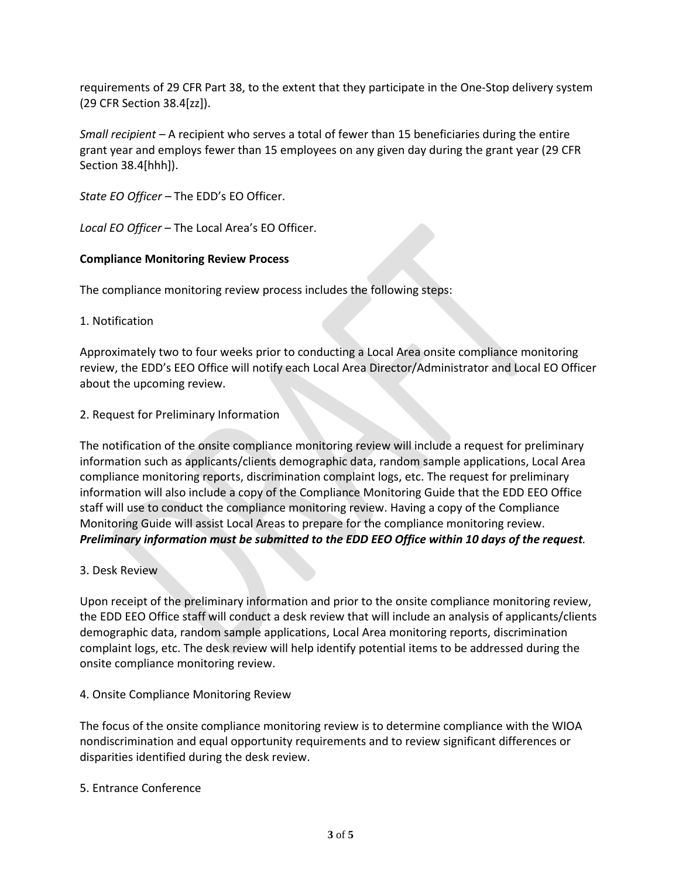requirements of 29 CFR Part 38, to the extent that they participate in the One-Stop delivery system (29 CFR Section 38.4[zz]).

*Small recipient* – A recipient who serves a total of fewer than 15 beneficiaries during the entire grant year and employs fewer than 15 employees on any given day during the grant year (29 CFR Section 38.4[hhh]).

*State EO Officer* – The EDD's EO Officer.

*Local EO Officer* – The Local Area's EO Officer.

**Compliance Monitoring Review Process**

The compliance monitoring review process includes the following steps:

1. Notification

Approximately two to four weeks prior to conducting a Local Area onsite compliance monitoring review, the EDD's EEO Office will notify each Local Area Director/Administrator and Local EO Officer about the upcoming review.

2. Request for Preliminary Information

The notification of the onsite compliance monitoring review will include a request for preliminary information such as applicants/clients demographic data, random sample applications, Local Area compliance monitoring reports, discrimination complaint logs, etc. The request for preliminary information will also include a copy of the Compliance Monitoring Guide that the EDD EEO Office staff will use to conduct the compliance monitoring review. Having a copy of the Compliance Monitoring Guide will assist Local Areas to prepare for the compliance monitoring review. ***Preliminary information must be submitted to the EDD EEO Office within 10 days of the request.***

3. Desk Review

Upon receipt of the preliminary information and prior to the onsite compliance monitoring review, the EDD EEO Office staff will conduct a desk review that will include an analysis of applicants/clients demographic data, random sample applications, Local Area monitoring reports, discrimination complaint logs, etc. The desk review will help identify potential items to be addressed during the onsite compliance monitoring review.

4. Onsite Compliance Monitoring Review

The focus of the onsite compliance monitoring review is to determine compliance with the WIOA nondiscrimination and equal opportunity requirements and to review significant differences or disparities identified during the desk review.

5. Entrance Conference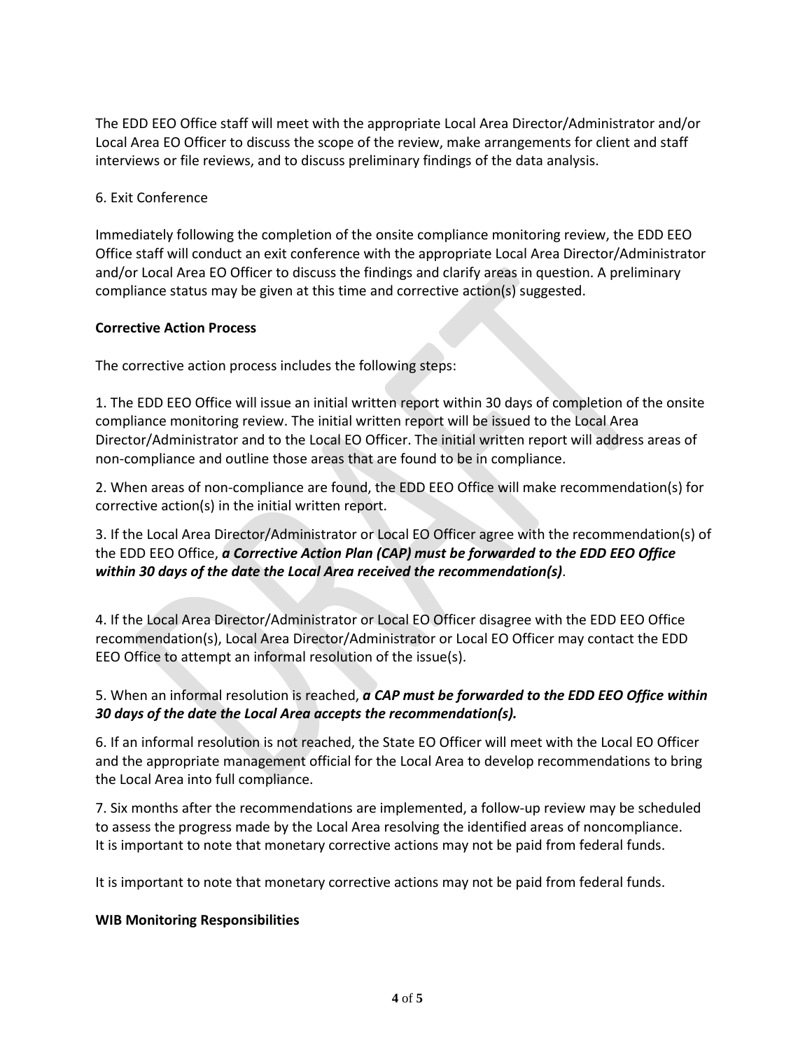The EDD EEO Office staff will meet with the appropriate Local Area Director/Administrator and/or Local Area EO Officer to discuss the scope of the review, make arrangements for client and staff interviews or file reviews, and to discuss preliminary findings of the data analysis.

6. Exit Conference

Immediately following the completion of the onsite compliance monitoring review, the EDD EEO Office staff will conduct an exit conference with the appropriate Local Area Director/Administrator and/or Local Area EO Officer to discuss the findings and clarify areas in question. A preliminary compliance status may be given at this time and corrective action(s) suggested.

**Corrective Action Process**

The corrective action process includes the following steps:

1. The EDD EEO Office will issue an initial written report within 30 days of completion of the onsite compliance monitoring review. The initial written report will be issued to the Local Area Director/Administrator and to the Local EO Officer. The initial written report will address areas of non-compliance and outline those areas that are found to be in compliance.

2. When areas of non-compliance are found, the EDD EEO Office will make recommendation(s) for corrective action(s) in the initial written report.

3. If the Local Area Director/Administrator or Local EO Officer agree with the recommendation(s) of the EDD EEO Office, ***a Corrective Action Plan (CAP) must be forwarded to the EDD EEO Office within 30 days of the date the Local Area received the recommendation(s)***.

4. If the Local Area Director/Administrator or Local EO Officer disagree with the EDD EEO Office recommendation(s), Local Area Director/Administrator or Local EO Officer may contact the EDD EEO Office to attempt an informal resolution of the issue(s).

5. When an informal resolution is reached, ***a CAP must be forwarded to the EDD EEO Office within 30 days of the date the Local Area accepts the recommendation(s).***

6. If an informal resolution is not reached, the State EO Officer will meet with the Local EO Officer and the appropriate management official for the Local Area to develop recommendations to bring the Local Area into full compliance.

7. Six months after the recommendations are implemented, a follow-up review may be scheduled to assess the progress made by the Local Area resolving the identified areas of noncompliance. It is important to note that monetary corrective actions may not be paid from federal funds.

It is important to note that monetary corrective actions may not be paid from federal funds.

**WIB Monitoring Responsibilities**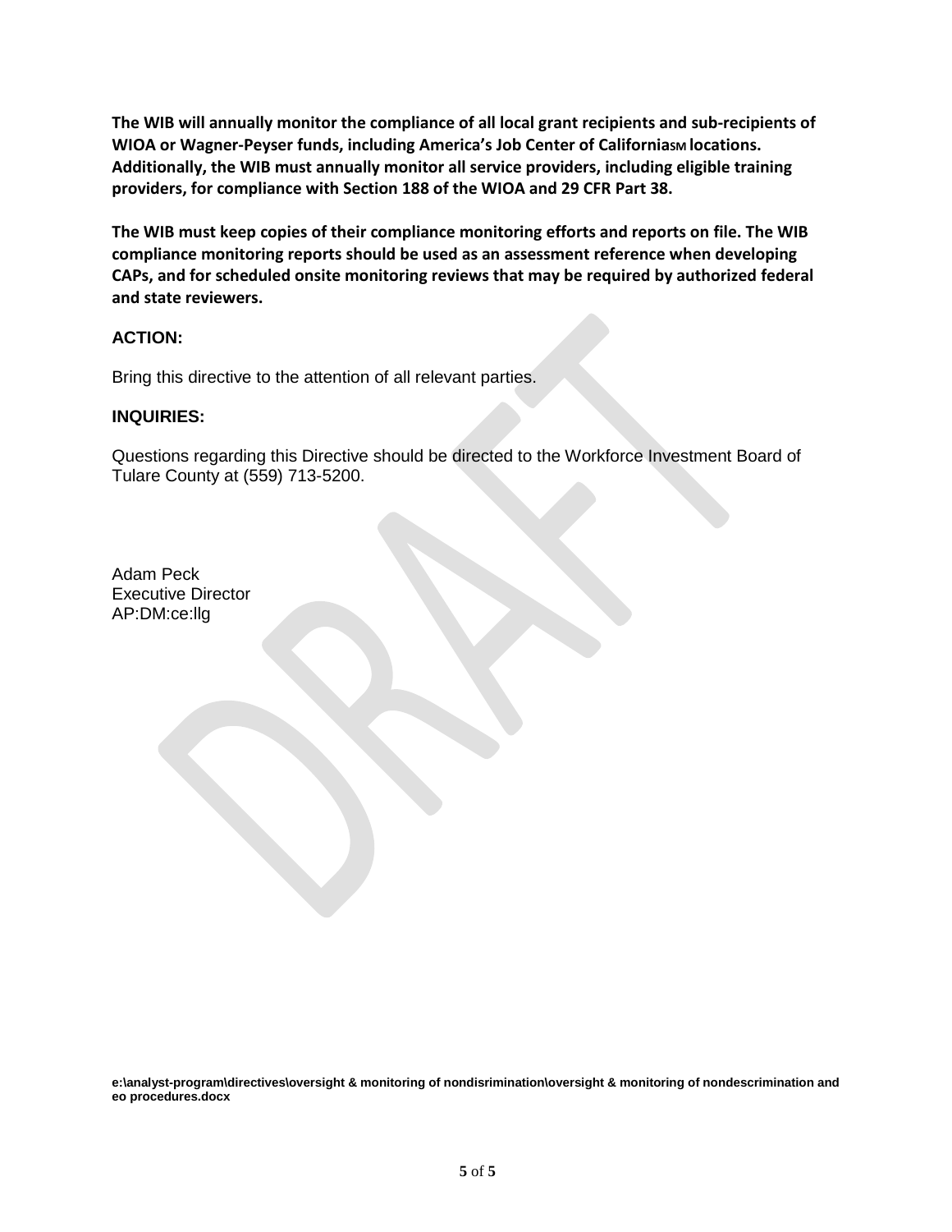**The WIB will annually monitor the compliance of all local grant recipients and sub-recipients of WIOA or Wagner-Peyser funds, including America's Job Center of California SM locations. Additionally, the WIB must annually monitor all service providers, including eligible training providers, for compliance with Section 188 of the WIOA and 29 CFR Part 38.**

**The WIB must keep copies of their compliance monitoring efforts and reports on file. The WIB compliance monitoring reports should be used as an assessment reference when developing CAPs, and for scheduled onsite monitoring reviews that may be required by authorized federal and state reviewers.**

## ACTION:

Bring this directive to the attention of all relevant parties.

## INQUIRIES:

Questions regarding this Directive should be directed to the Workforce Investment Board of Tulare County at (559) 713-5200.

Adam Peck
Executive Director
AP:DM:ce:llg

**e:\analyst-program\directives\oversight & monitoring of nondisrimination\oversight & monitoring of nondescrimination and eo procedures.docx**